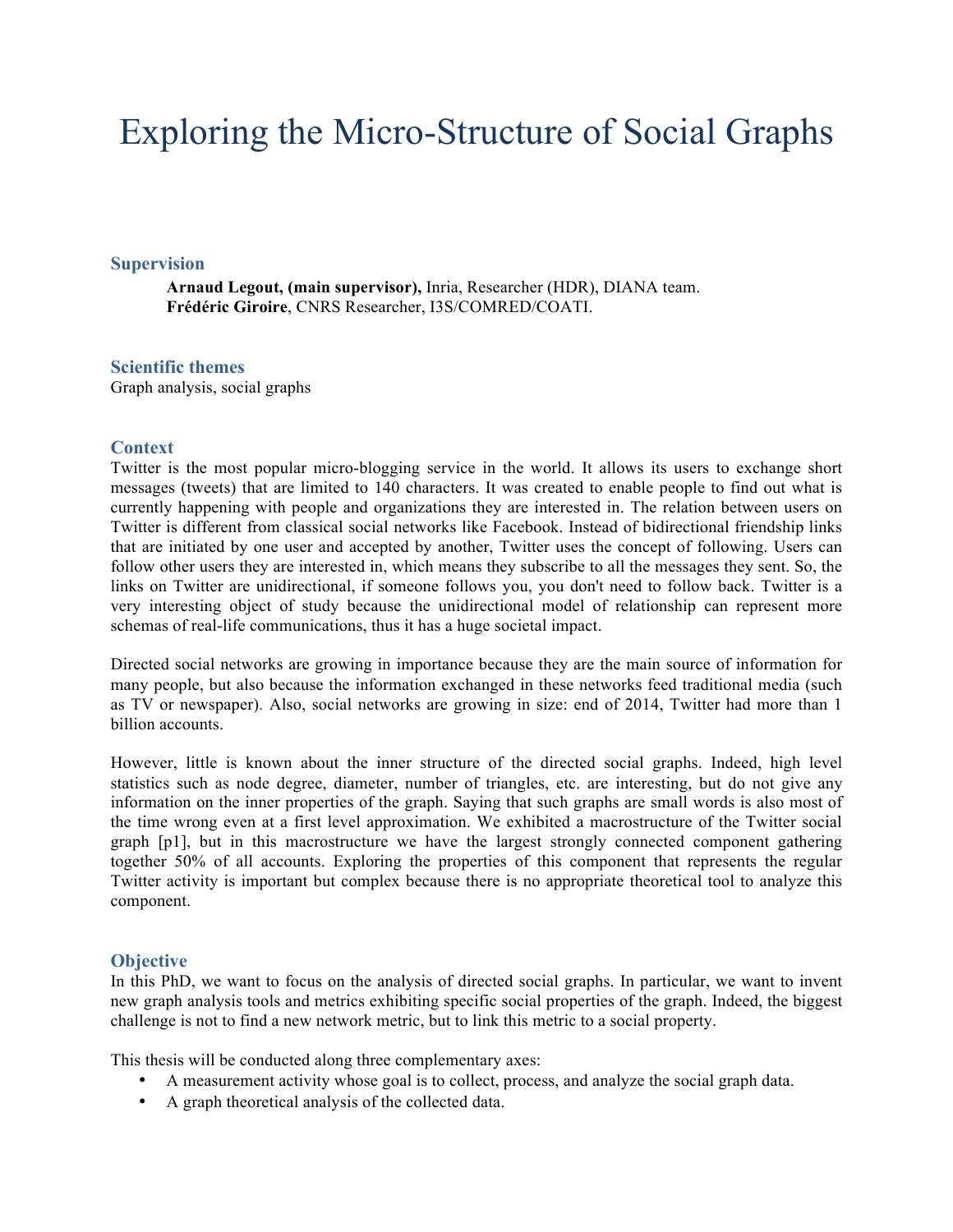# Exploring the Micro-Structure of Social Graphs

## Supervision

**Arnaud Legout, (main supervisor),** Inria, Researcher (HDR), DIANA team.
**Frédéric Giroire**, CNRS Researcher, I3S/COMRED/COATI.

## Scientific themes

Graph analysis, social graphs

## Context

Twitter is the most popular micro-blogging service in the world. It allows its users to exchange short messages (tweets) that are limited to 140 characters. It was created to enable people to find out what is currently happening with people and organizations they are interested in. The relation between users on Twitter is different from classical social networks like Facebook. Instead of bidirectional friendship links that are initiated by one user and accepted by another, Twitter uses the concept of following. Users can follow other users they are interested in, which means they subscribe to all the messages they sent. So, the links on Twitter are unidirectional, if someone follows you, you don't need to follow back. Twitter is a very interesting object of study because the unidirectional model of relationship can represent more schemas of real-life communications, thus it has a huge societal impact.

Directed social networks are growing in importance because they are the main source of information for many people, but also because the information exchanged in these networks feed traditional media (such as TV or newspaper). Also, social networks are growing in size: end of 2014, Twitter had more than 1 billion accounts.

However, little is known about the inner structure of the directed social graphs. Indeed, high level statistics such as node degree, diameter, number of triangles, etc. are interesting, but do not give any information on the inner properties of the graph. Saying that such graphs are small words is also most of the time wrong even at a first level approximation. We exhibited a macrostructure of the Twitter social graph [p1], but in this macrostructure we have the largest strongly connected component gathering together 50% of all accounts. Exploring the properties of this component that represents the regular Twitter activity is important but complex because there is no appropriate theoretical tool to analyze this component.

## Objective

In this PhD, we want to focus on the analysis of directed social graphs. In particular, we want to invent new graph analysis tools and metrics exhibiting specific social properties of the graph. Indeed, the biggest challenge is not to find a new network metric, but to link this metric to a social property.

This thesis will be conducted along three complementary axes:

- A measurement activity whose goal is to collect, process, and analyze the social graph data.
- A graph theoretical analysis of the collected data.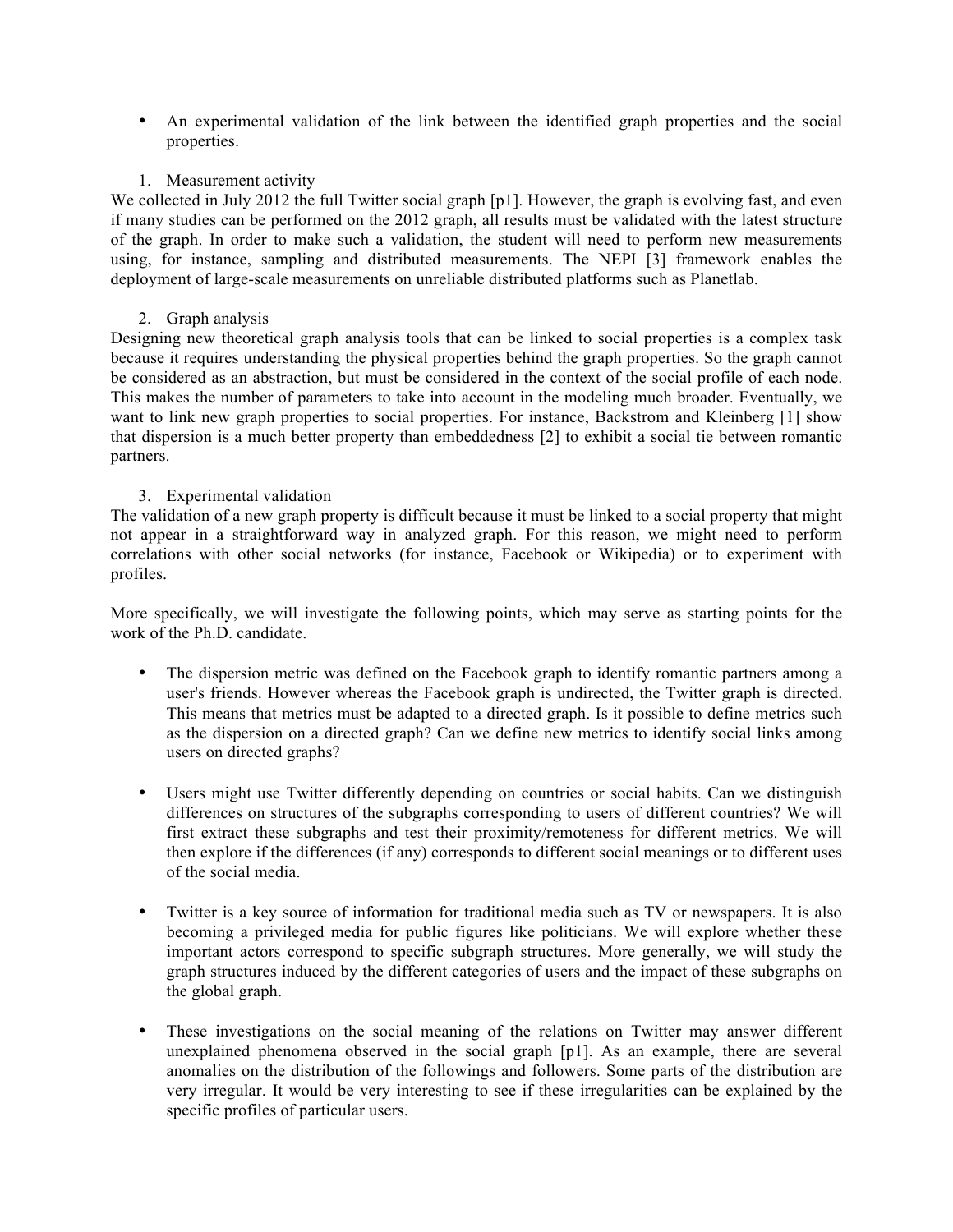- An experimental validation of the link between the identified graph properties and the social properties.

1. Measurement activity

We collected in July 2012 the full Twitter social graph [p1]. However, the graph is evolving fast, and even if many studies can be performed on the 2012 graph, all results must be validated with the latest structure of the graph. In order to make such a validation, the student will need to perform new measurements using, for instance, sampling and distributed measurements. The NEPI [3] framework enables the deployment of large-scale measurements on unreliable distributed platforms such as Planetlab.

2. Graph analysis

Designing new theoretical graph analysis tools that can be linked to social properties is a complex task because it requires understanding the physical properties behind the graph properties. So the graph cannot be considered as an abstraction, but must be considered in the context of the social profile of each node. This makes the number of parameters to take into account in the modeling much broader. Eventually, we want to link new graph properties to social properties. For instance, Backstrom and Kleinberg [1] show that dispersion is a much better property than embeddedness [2] to exhibit a social tie between romantic partners.

3. Experimental validation

The validation of a new graph property is difficult because it must be linked to a social property that might not appear in a straightforward way in analyzed graph. For this reason, we might need to perform correlations with other social networks (for instance, Facebook or Wikipedia) or to experiment with profiles.

More specifically, we will investigate the following points, which may serve as starting points for the work of the Ph.D. candidate.

- The dispersion metric was defined on the Facebook graph to identify romantic partners among a user's friends. However whereas the Facebook graph is undirected, the Twitter graph is directed. This means that metrics must be adapted to a directed graph. Is it possible to define metrics such as the dispersion on a directed graph? Can we define new metrics to identify social links among users on directed graphs?

- Users might use Twitter differently depending on countries or social habits. Can we distinguish differences on structures of the subgraphs corresponding to users of different countries? We will first extract these subgraphs and test their proximity/remoteness for different metrics. We will then explore if the differences (if any) corresponds to different social meanings or to different uses of the social media.

- Twitter is a key source of information for traditional media such as TV or newspapers. It is also becoming a privileged media for public figures like politicians. We will explore whether these important actors correspond to specific subgraph structures. More generally, we will study the graph structures induced by the different categories of users and the impact of these subgraphs on the global graph.

- These investigations on the social meaning of the relations on Twitter may answer different unexplained phenomena observed in the social graph [p1]. As an example, there are several anomalies on the distribution of the followings and followers. Some parts of the distribution are very irregular. It would be very interesting to see if these irregularities can be explained by the specific profiles of particular users.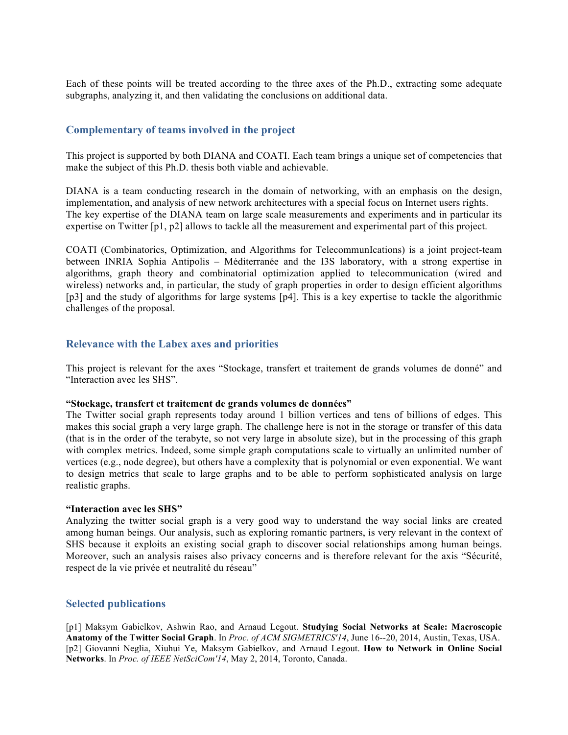Each of these points will be treated according to the three axes of the Ph.D., extracting some adequate subgraphs, analyzing it, and then validating the conclusions on additional data.

## Complementary of teams involved in the project

This project is supported by both DIANA and COATI. Each team brings a unique set of competencies that make the subject of this Ph.D. thesis both viable and achievable.

DIANA is a team conducting research in the domain of networking, with an emphasis on the design, implementation, and analysis of new network architectures with a special focus on Internet users rights. The key expertise of the DIANA team on large scale measurements and experiments and in particular its expertise on Twitter [p1, p2] allows to tackle all the measurement and experimental part of this project.

COATI (Combinatorics, Optimization, and Algorithms for TelecommunIcations) is a joint project-team between INRIA Sophia Antipolis – Méditerranée and the I3S laboratory, with a strong expertise in algorithms, graph theory and combinatorial optimization applied to telecommunication (wired and wireless) networks and, in particular, the study of graph properties in order to design efficient algorithms [p3] and the study of algorithms for large systems [p4]. This is a key expertise to tackle the algorithmic challenges of the proposal.

## Relevance with the Labex axes and priorities

This project is relevant for the axes "Stockage, transfert et traitement de grands volumes de donné" and "Interaction avec les SHS".

**"Stockage, transfert et traitement de grands volumes de données"**
The Twitter social graph represents today around 1 billion vertices and tens of billions of edges. This makes this social graph a very large graph. The challenge here is not in the storage or transfer of this data (that is in the order of the terabyte, so not very large in absolute size), but in the processing of this graph with complex metrics. Indeed, some simple graph computations scale to virtually an unlimited number of vertices (e.g., node degree), but others have a complexity that is polynomial or even exponential. We want to design metrics that scale to large graphs and to be able to perform sophisticated analysis on large realistic graphs.

**"Interaction avec les SHS"**
Analyzing the twitter social graph is a very good way to understand the way social links are created among human beings. Our analysis, such as exploring romantic partners, is very relevant in the context of SHS because it exploits an existing social graph to discover social relationships among human beings. Moreover, such an analysis raises also privacy concerns and is therefore relevant for the axis "Sécurité, respect de la vie privée et neutralité du réseau"

## Selected publications

[p1] Maksym Gabielkov, Ashwin Rao, and Arnaud Legout. **Studying Social Networks at Scale: Macroscopic Anatomy of the Twitter Social Graph**. In *Proc. of ACM SIGMETRICS'14*, June 16--20, 2014, Austin, Texas, USA.
[p2] Giovanni Neglia, Xiuhui Ye, Maksym Gabielkov, and Arnaud Legout. **How to Network in Online Social Networks**. In *Proc. of IEEE NetSciCom'14*, May 2, 2014, Toronto, Canada.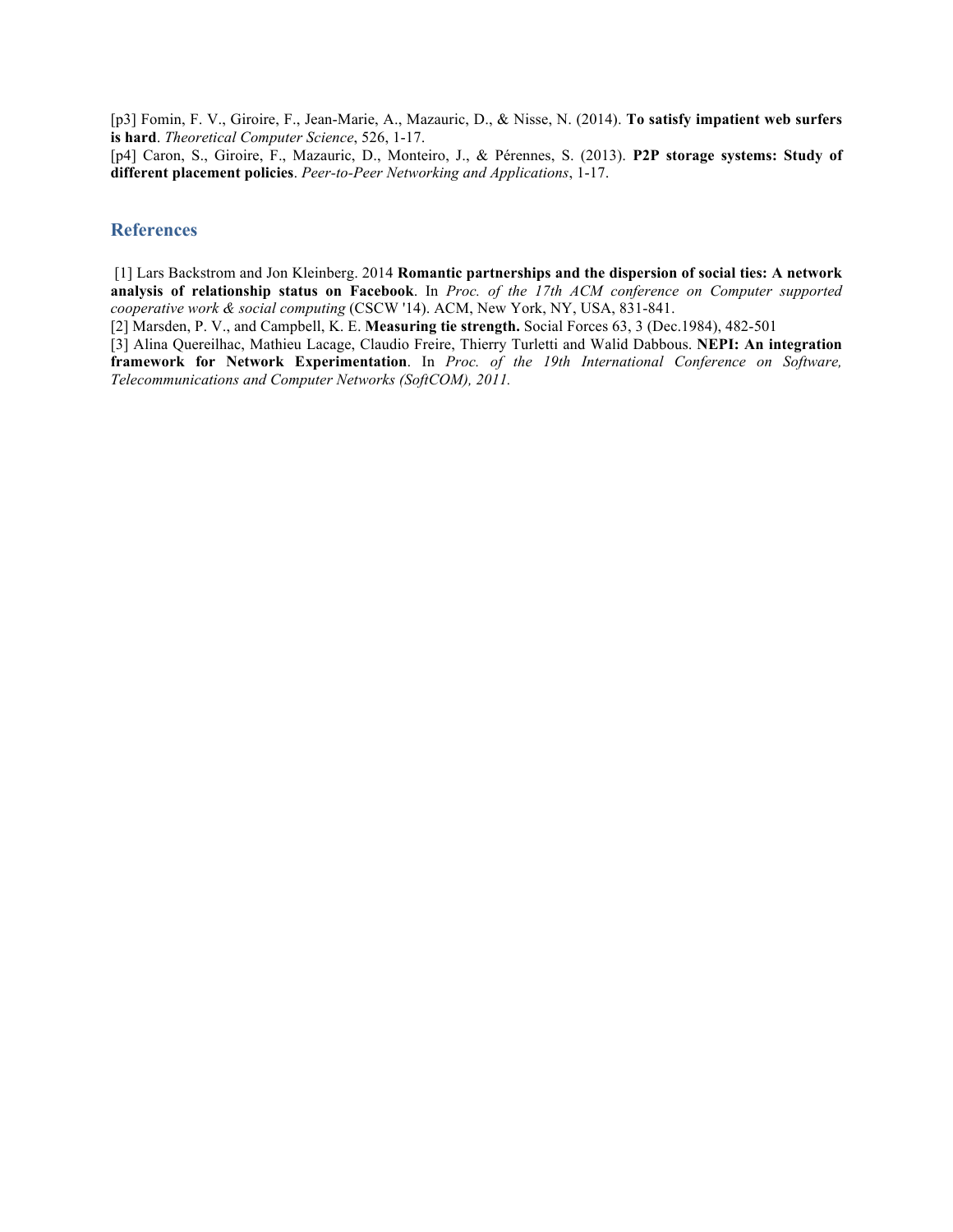[p3] Fomin, F. V., Giroire, F., Jean-Marie, A., Mazauric, D., & Nisse, N. (2014). **To satisfy impatient web surfers is hard**. *Theoretical Computer Science*, 526, 1-17.

[p4] Caron, S., Giroire, F., Mazauric, D., Monteiro, J., & Pérennes, S. (2013). **P2P storage systems: Study of different placement policies**. *Peer-to-Peer Networking and Applications*, 1-17.

## References

[1] Lars Backstrom and Jon Kleinberg. 2014 **Romantic partnerships and the dispersion of social ties: A network analysis of relationship status on Facebook**. In *Proc. of the 17th ACM conference on Computer supported cooperative work & social computing* (CSCW '14). ACM, New York, NY, USA, 831-841.

[2] Marsden, P. V., and Campbell, K. E. **Measuring tie strength.** Social Forces 63, 3 (Dec.1984), 482-501

[3] Alina Quereilhac, Mathieu Lacage, Claudio Freire, Thierry Turletti and Walid Dabbous. **NEPI: An integration framework for Network Experimentation**. In *Proc. of the 19th International Conference on Software, Telecommunications and Computer Networks (SoftCOM), 2011.*